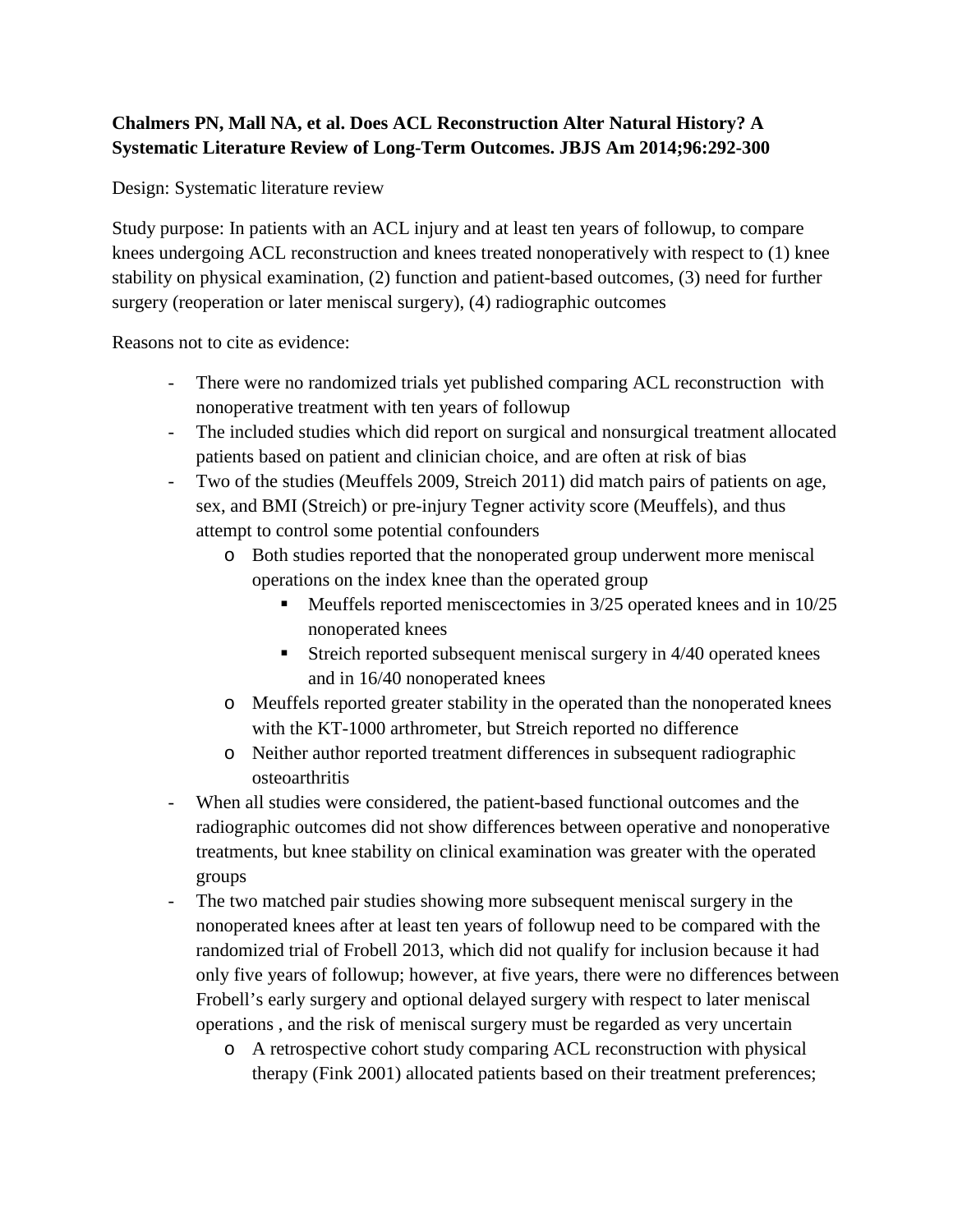**Chalmers PN, Mall NA, et al. Does ACL Reconstruction Alter Natural History? A Systematic Literature Review of Long-Term Outcomes. JBJS Am 2014;96:292-300**

Design: Systematic literature review

Study purpose: In patients with an ACL injury and at least ten years of followup, to compare knees undergoing ACL reconstruction and knees treated nonoperatively with respect to (1) knee stability on physical examination, (2) function and patient-based outcomes, (3) need for further surgery (reoperation or later meniscal surgery), (4) radiographic outcomes

Reasons not to cite as evidence:

- There were no randomized trials yet published comparing ACL reconstruction with nonoperative treatment with ten years of followup
- The included studies which did report on surgical and nonsurgical treatment allocated patients based on patient and clinician choice, and are often at risk of bias
- Two of the studies (Meuffels 2009, Streich 2011) did match pairs of patients on age, sex, and BMI (Streich) or pre-injury Tegner activity score (Meuffels), and thus attempt to control some potential confounders
    - Both studies reported that the nonoperated group underwent more meniscal operations on the index knee than the operated group
        - Meuffels reported meniscectomies in 3/25 operated knees and in 10/25 nonoperated knees
        - Streich reported subsequent meniscal surgery in 4/40 operated knees and in 16/40 nonoperated knees
    - Meuffels reported greater stability in the operated than the nonoperated knees with the KT-1000 arthrometer, but Streich reported no difference
    - Neither author reported treatment differences in subsequent radiographic osteoarthritis
- When all studies were considered, the patient-based functional outcomes and the radiographic outcomes did not show differences between operative and nonoperative treatments, but knee stability on clinical examination was greater with the operated groups
- The two matched pair studies showing more subsequent meniscal surgery in the nonoperated knees after at least ten years of followup need to be compared with the randomized trial of Frobell 2013, which did not qualify for inclusion because it had only five years of followup; however, at five years, there were no differences between Frobell's early surgery and optional delayed surgery with respect to later meniscal operations , and the risk of meniscal surgery must be regarded as very uncertain
    - A retrospective cohort study comparing ACL reconstruction with physical therapy (Fink 2001) allocated patients based on their treatment preferences;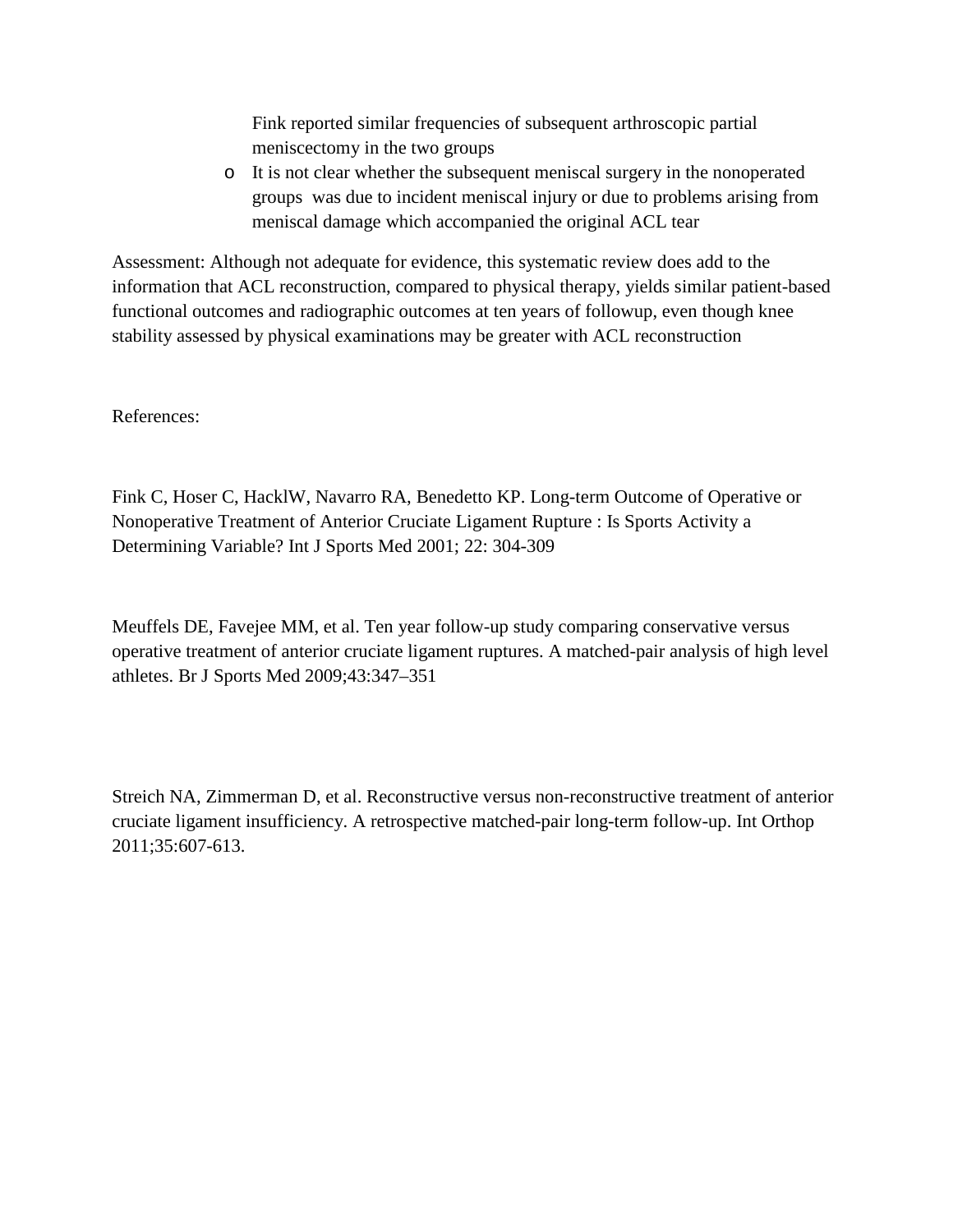Fink reported similar frequencies of subsequent arthroscopic partial meniscectomy in the two groups

- It is not clear whether the subsequent meniscal surgery in the nonoperated groups was due to incident meniscal injury or due to problems arising from meniscal damage which accompanied the original ACL tear

Assessment: Although not adequate for evidence, this systematic review does add to the information that ACL reconstruction, compared to physical therapy, yields similar patient-based functional outcomes and radiographic outcomes at ten years of followup, even though knee stability assessed by physical examinations may be greater with ACL reconstruction

References:

Fink C, Hoser C, HacklW, Navarro RA, Benedetto KP. Long-term Outcome of Operative or Nonoperative Treatment of Anterior Cruciate Ligament Rupture : Is Sports Activity a Determining Variable? Int J Sports Med 2001; 22: 304-309

Meuffels DE, Favejee MM, et al. Ten year follow-up study comparing conservative versus operative treatment of anterior cruciate ligament ruptures. A matched-pair analysis of high level athletes. Br J Sports Med 2009;43:347–351

Streich NA, Zimmerman D, et al. Reconstructive versus non-reconstructive treatment of anterior cruciate ligament insufficiency. A retrospective matched-pair long-term follow-up. Int Orthop 2011;35:607-613.